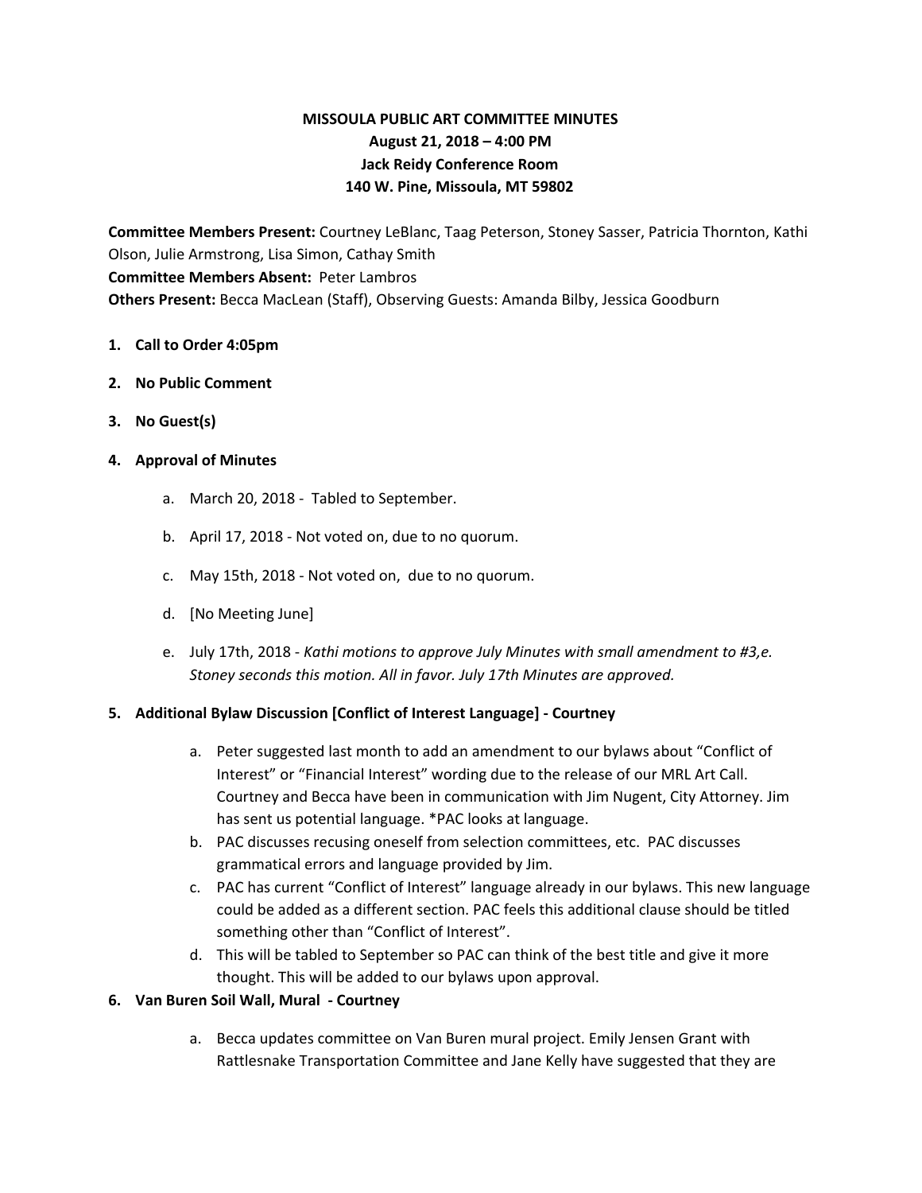# MISSOULA PUBLIC ART COMMITTEE MINUTES
**August 21, 2018 – 4:00 PM**
**Jack Reidy Conference Room**
**140 W. Pine, Missoula, MT 59802**

**Committee Members Present:** Courtney LeBlanc, Taag Peterson, Stoney Sasser, Patricia Thornton, Kathi Olson, Julie Armstrong, Lisa Simon, Cathay Smith
**Committee Members Absent:** Peter Lambros
**Others Present:** Becca MacLean (Staff), Observing Guests: Amanda Bilby, Jessica Goodburn

1. **Call to Order 4:05pm**
2. **No Public Comment**
3. **No Guest(s)**
4. **Approval of Minutes**
    a. March 20, 2018 - Tabled to September.
    b. April 17, 2018 - Not voted on, due to no quorum.
    c. May 15th, 2018 - Not voted on, due to no quorum.
    d. [No Meeting June]
    e. July 17th, 2018 - *Kathi motions to approve July Minutes with small amendment to #3,e. Stoney seconds this motion. All in favor. July 17th Minutes are approved.*
5. **Additional Bylaw Discussion [Conflict of Interest Language] - Courtney**
    a. Peter suggested last month to add an amendment to our bylaws about "Conflict of Interest" or "Financial Interest" wording due to the release of our MRL Art Call. Courtney and Becca have been in communication with Jim Nugent, City Attorney. Jim has sent us potential language. *PAC looks at language.
    b. PAC discusses recusing oneself from selection committees, etc. PAC discusses grammatical errors and language provided by Jim.
    c. PAC has current "Conflict of Interest" language already in our bylaws. This new language could be added as a different section. PAC feels this additional clause should be titled something other than "Conflict of Interest".
    d. This will be tabled to September so PAC can think of the best title and give it more thought. This will be added to our bylaws upon approval.
6. **Van Buren Soil Wall, Mural - Courtney**
    a. Becca updates committee on Van Buren mural project. Emily Jensen Grant with Rattlesnake Transportation Committee and Jane Kelly have suggested that they are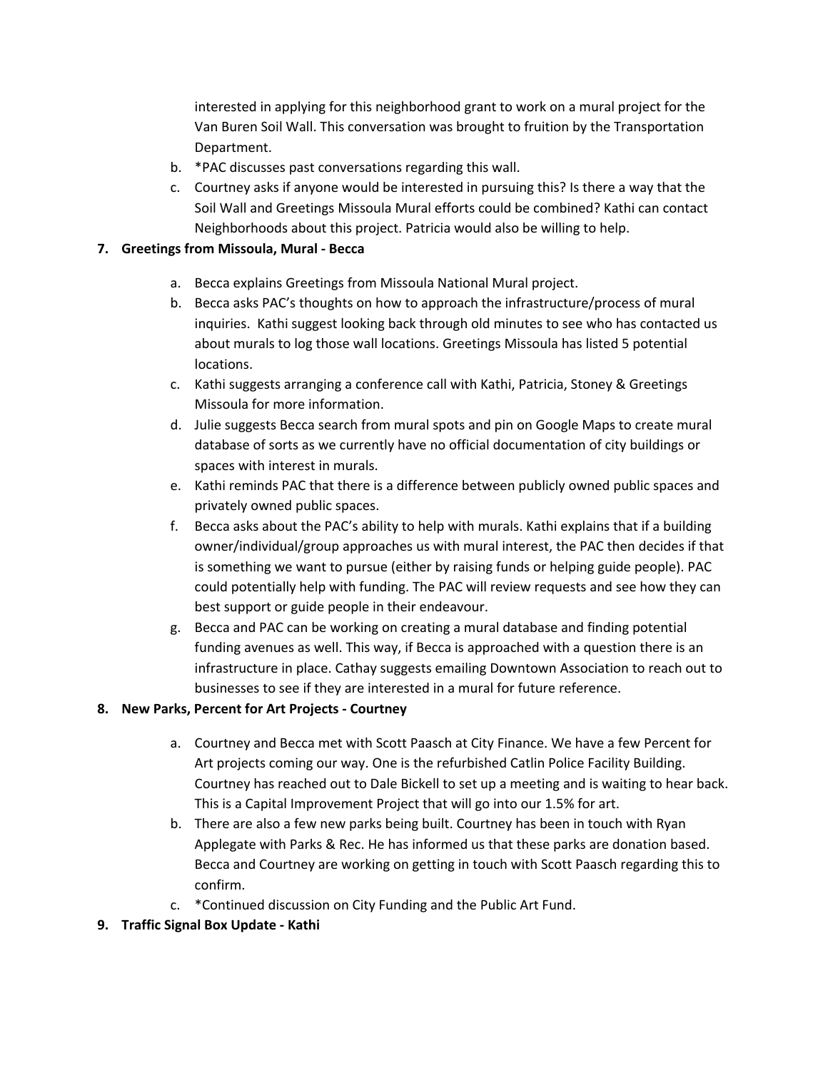interested in applying for this neighborhood grant to work on a mural project for the Van Buren Soil Wall. This conversation was brought to fruition by the Transportation Department.

b. *PAC discusses past conversations regarding this wall.

c. Courtney asks if anyone would be interested in pursuing this? Is there a way that the Soil Wall and Greetings Missoula Mural efforts could be combined? Kathi can contact Neighborhoods about this project. Patricia would also be willing to help.

**7. Greetings from Missoula, Mural - Becca**

a. Becca explains Greetings from Missoula National Mural project.

b. Becca asks PAC's thoughts on how to approach the infrastructure/process of mural inquiries. Kathi suggest looking back through old minutes to see who has contacted us about murals to log those wall locations. Greetings Missoula has listed 5 potential locations.

c. Kathi suggests arranging a conference call with Kathi, Patricia, Stoney & Greetings Missoula for more information.

d. Julie suggests Becca search from mural spots and pin on Google Maps to create mural database of sorts as we currently have no official documentation of city buildings or spaces with interest in murals.

e. Kathi reminds PAC that there is a difference between publicly owned public spaces and privately owned public spaces.

f. Becca asks about the PAC's ability to help with murals. Kathi explains that if a building owner/individual/group approaches us with mural interest, the PAC then decides if that is something we want to pursue (either by raising funds or helping guide people). PAC could potentially help with funding. The PAC will review requests and see how they can best support or guide people in their endeavour.

g. Becca and PAC can be working on creating a mural database and finding potential funding avenues as well. This way, if Becca is approached with a question there is an infrastructure in place. Cathay suggests emailing Downtown Association to reach out to businesses to see if they are interested in a mural for future reference.

**8. New Parks, Percent for Art Projects - Courtney**

a. Courtney and Becca met with Scott Paasch at City Finance. We have a few Percent for Art projects coming our way. One is the refurbished Catlin Police Facility Building. Courtney has reached out to Dale Bickell to set up a meeting and is waiting to hear back. This is a Capital Improvement Project that will go into our 1.5% for art.

b. There are also a few new parks being built. Courtney has been in touch with Ryan Applegate with Parks & Rec. He has informed us that these parks are donation based. Becca and Courtney are working on getting in touch with Scott Paasch regarding this to confirm.

c. *Continued discussion on City Funding and the Public Art Fund.

**9. Traffic Signal Box Update - Kathi**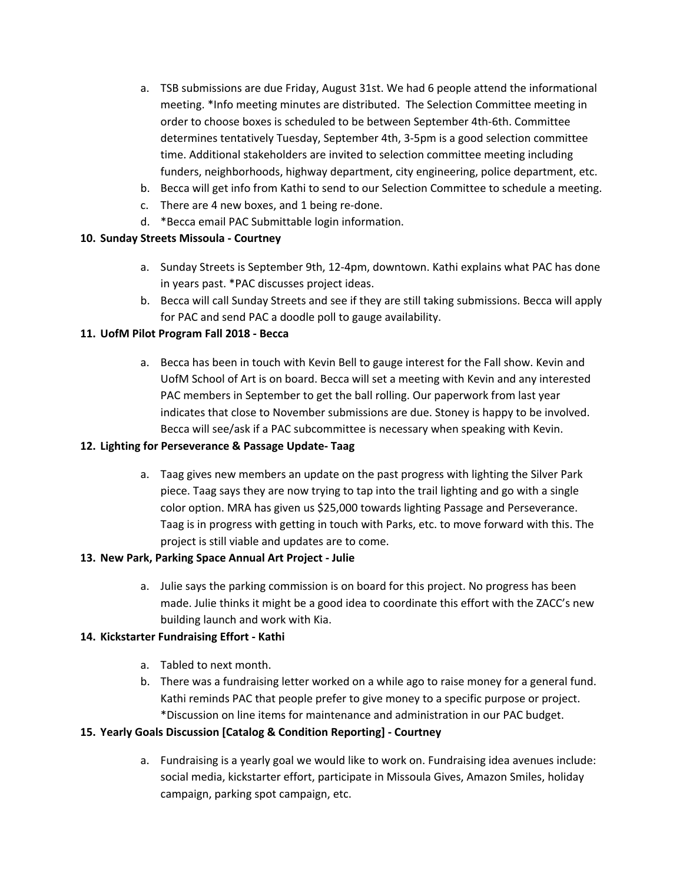a. TSB submissions are due Friday, August 31st. We had 6 people attend the informational meeting. *Info meeting minutes are distributed. The Selection Committee meeting in order to choose boxes is scheduled to be between September 4th-6th. Committee determines tentatively Tuesday, September 4th, 3-5pm is a good selection committee time. Additional stakeholders are invited to selection committee meeting including funders, neighborhoods, highway department, city engineering, police department, etc.
b. Becca will get info from Kathi to send to our Selection Committee to schedule a meeting.
c. There are 4 new boxes, and 1 being re-done.
d. *Becca email PAC Submittable login information.

**10. Sunday Streets Missoula - Courtney**

a. Sunday Streets is September 9th, 12-4pm, downtown. Kathi explains what PAC has done in years past. *PAC discusses project ideas.
b. Becca will call Sunday Streets and see if they are still taking submissions. Becca will apply for PAC and send PAC a doodle poll to gauge availability.

**11. UofM Pilot Program Fall 2018 - Becca**

a. Becca has been in touch with Kevin Bell to gauge interest for the Fall show. Kevin and UofM School of Art is on board. Becca will set a meeting with Kevin and any interested PAC members in September to get the ball rolling. Our paperwork from last year indicates that close to November submissions are due. Stoney is happy to be involved. Becca will see/ask if a PAC subcommittee is necessary when speaking with Kevin.

**12. Lighting for Perseverance & Passage Update- Taag**

a. Taag gives new members an update on the past progress with lighting the Silver Park piece. Taag says they are now trying to tap into the trail lighting and go with a single color option. MRA has given us $25,000 towards lighting Passage and Perseverance. Taag is in progress with getting in touch with Parks, etc. to move forward with this. The project is still viable and updates are to come.

**13. New Park, Parking Space Annual Art Project - Julie**

a. Julie says the parking commission is on board for this project. No progress has been made. Julie thinks it might be a good idea to coordinate this effort with the ZACC's new building launch and work with Kia.

**14. Kickstarter Fundraising Effort - Kathi**

a. Tabled to next month.
b. There was a fundraising letter worked on a while ago to raise money for a general fund. Kathi reminds PAC that people prefer to give money to a specific purpose or project. *Discussion on line items for maintenance and administration in our PAC budget.

**15. Yearly Goals Discussion [Catalog & Condition Reporting] - Courtney**

a. Fundraising is a yearly goal we would like to work on. Fundraising idea avenues include: social media, kickstarter effort, participate in Missoula Gives, Amazon Smiles, holiday campaign, parking spot campaign, etc.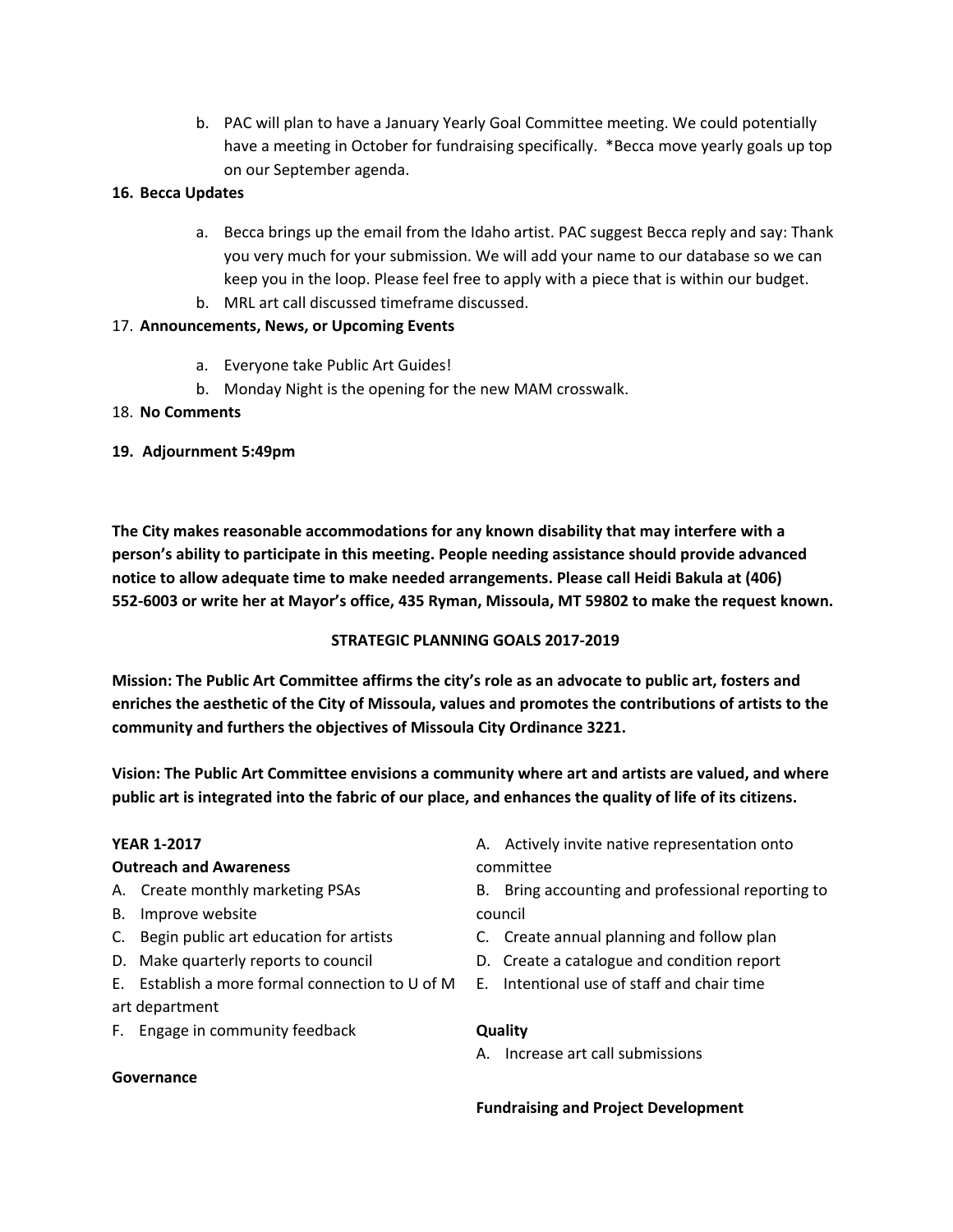b. PAC will plan to have a January Yearly Goal Committee meeting. We could potentially have a meeting in October for fundraising specifically. *Becca move yearly goals up top on our September agenda.

**16. Becca Updates**

a. Becca brings up the email from the Idaho artist. PAC suggest Becca reply and say: Thank you very much for your submission. We will add your name to our database so we can keep you in the loop. Please feel free to apply with a piece that is within our budget.

b. MRL art call discussed timeframe discussed.

17. **Announcements, News, or Upcoming Events**

a. Everyone take Public Art Guides!

b. Monday Night is the opening for the new MAM crosswalk.

18. **No Comments**

**19. Adjournment 5:49pm**

**The City makes reasonable accommodations for any known disability that may interfere with a person's ability to participate in this meeting. People needing assistance should provide advanced notice to allow adequate time to make needed arrangements. Please call Heidi Bakula at (406) 552-6003 or write her at Mayor's office, 435 Ryman, Missoula, MT 59802 to make the request known.**

**STRATEGIC PLANNING GOALS 2017-2019**

**Mission: The Public Art Committee affirms the city's role as an advocate to public art, fosters and enriches the aesthetic of the City of Missoula, values and promotes the contributions of artists to the community and furthers the objectives of Missoula City Ordinance 3221.**

**Vision: The Public Art Committee envisions a community where art and artists are valued, and where public art is integrated into the fabric of our place, and enhances the quality of life of its citizens.**

**YEAR 1-2017**

**Outreach and Awareness**

A. Create monthly marketing PSAs
B. Improve website
C. Begin public art education for artists
D. Make quarterly reports to council
E. Establish a more formal connection to U of M art department
F. Engage in community feedback

**Governance**

A. Actively invite native representation onto committee
B. Bring accounting and professional reporting to council
C. Create annual planning and follow plan
D. Create a catalogue and condition report
E. Intentional use of staff and chair time

**Quality**

A. Increase art call submissions

**Fundraising and Project Development**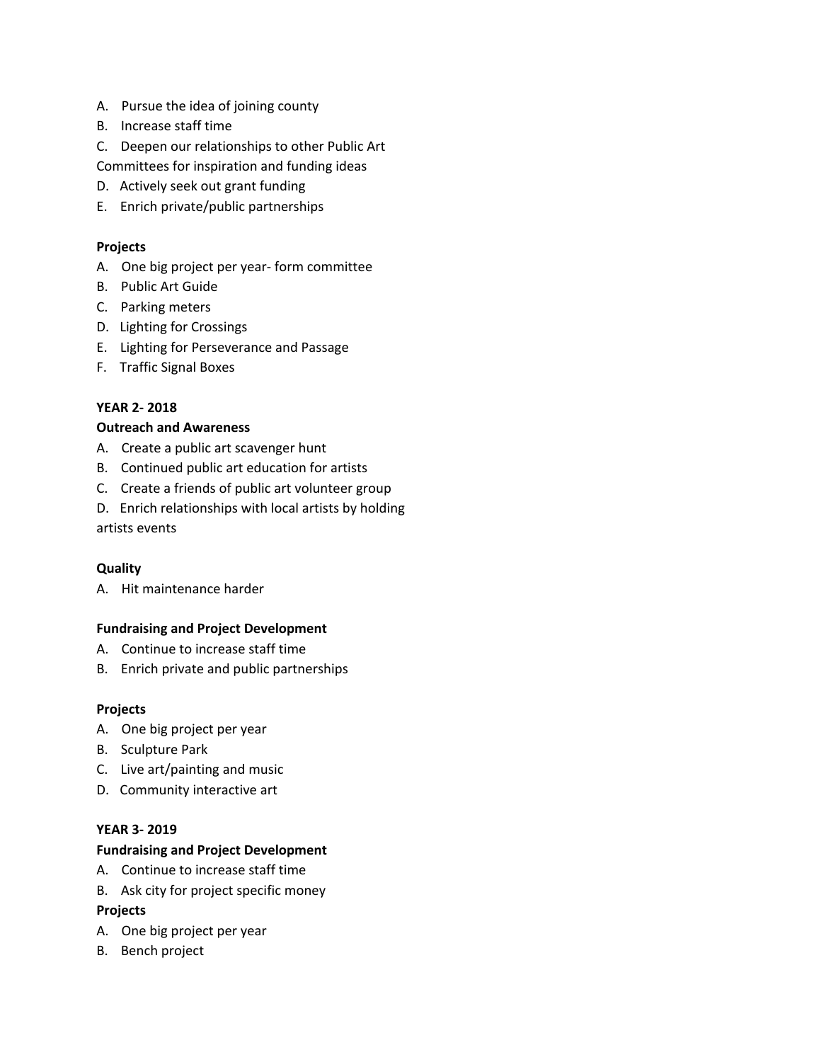A. Pursue the idea of joining county
B. Increase staff time
C. Deepen our relationships to other Public Art Committees for inspiration and funding ideas
D. Actively seek out grant funding
E. Enrich private/public partnerships

**Projects**

A. One big project per year- form committee
B. Public Art Guide
C. Parking meters
D. Lighting for Crossings
E. Lighting for Perseverance and Passage
F. Traffic Signal Boxes

**YEAR 2- 2018**

**Outreach and Awareness**

A. Create a public art scavenger hunt
B. Continued public art education for artists
C. Create a friends of public art volunteer group
D. Enrich relationships with local artists by holding artists events

**Quality**

A. Hit maintenance harder

**Fundraising and Project Development**

A. Continue to increase staff time
B. Enrich private and public partnerships

**Projects**

A. One big project per year
B. Sculpture Park
C. Live art/painting and music
D. Community interactive art

**YEAR 3- 2019**

**Fundraising and Project Development**

A. Continue to increase staff time
B. Ask city for project specific money

**Projects**

A. One big project per year
B. Bench project